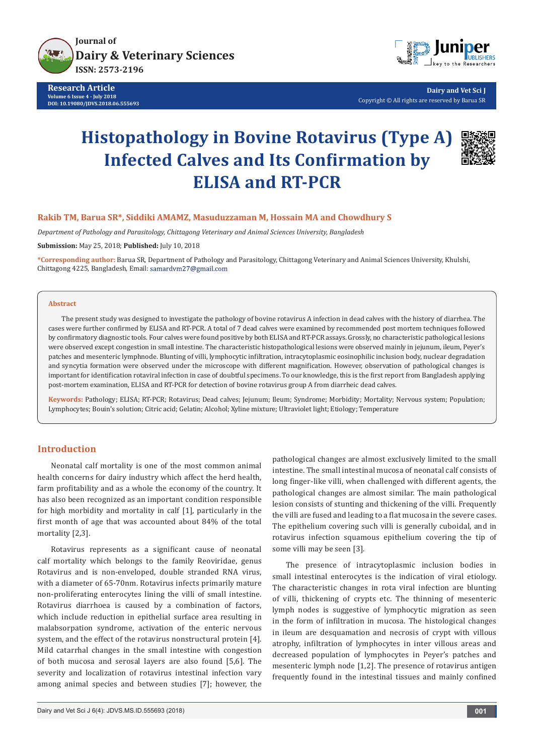Research Article

# Histopathology in Bovine Rotavirus (Type A) Infected Calves and Its Confirmation by ELISA and RT-PCR

**Rakib TM, Barua SR\*, Siddiki AMAMZ, Masuduzzaman M, Hossain MA and Chowdhury S**

*Department of Pathology and Parasitology, Chittagong Veterinary and Animal Sciences University, Bangladesh*

**Submission:** May 25, 2018; **Published:** July 10, 2018

**\*Corresponding author:** Barua SR, Department of Pathology and Parasitology, Chittagong Veterinary and Animal Sciences University, Khulshi, Chittagong 4225, Bangladesh, Email: samardvm27@gmail.com

## Abstract

The present study was designed to investigate the pathology of bovine rotavirus A infection in dead calves with the history of diarrhea. The cases were further confirmed by ELISA and RT-PCR. A total of 7 dead calves were examined by recommended post mortem techniques followed by confirmatory diagnostic tools. Four calves were found positive by both ELISA and RT-PCR assays. Grossly, no characteristic pathological lesions were observed except congestion in small intestine. The characteristic histopathological lesions were observed mainly in jejunum, ileum, Peyer's patches and mesenteric lymphnode. Blunting of villi, lymphocytic infiltration, intracytoplasmic eosinophilic inclusion body, nuclear degradation and syncytia formation were observed under the microscope with different magnification. However, observation of pathological changes is important for identification rotaviral infection in case of doubtful specimens. To our knowledge, this is the first report from Bangladesh applying post-mortem examination, ELISA and RT-PCR for detection of bovine rotavirus group A from diarrheic dead calves.

**Keywords:** Pathology; ELISA; RT-PCR; Rotavirus; Dead calves; Jejunum; Ileum; Syndrome; Morbidity; Mortality; Nervous system; Population; Lymphocytes; Bouin's solution; Citric acid; Gelatin; Alcohol; Xyline mixture; Ultraviolet light; Etiology; Temperature

## Introduction

Neonatal calf mortality is one of the most common animal health concerns for dairy industry which affect the herd health, farm profitability and as a whole the economy of the country. It has also been recognized as an important condition responsible for high morbidity and mortality in calf [1], particularly in the first month of age that was accounted about 84% of the total mortality [2,3].

Rotavirus represents as a significant cause of neonatal calf mortality which belongs to the family Reoviridae, genus Rotavirus and is non-enveloped, double stranded RNA virus, with a diameter of 65-70nm. Rotaviruses infects primarily mature non-proliferating enterocytes lining the villi of small intestine. Rotavirus diarrhoea is caused by a combination of factors, which include reduction in epithelial surface area resulting in malabsorpation syndrome, activation of the enteric nervous system, and the effect of the rotavirus nonstructural protein [4]. Mild catarrhal changes in the small intestine with congestion of both mucosa and serosal layers are also found [5,6]. The severity and localization of rotavirus intestinal infection vary among animal species and between studies [7]; however, the pathological changes are almost exclusively limited to the small intestine. The small intestinal mucosa of neonatal calf consists of long finger-like villi, when challenged with different agents, the pathological changes are almost similar. The main pathological lesion consists of stunting and thickening of the villi. Frequently the villi are fused and leading to a flat mucosa in the severe cases. The epithelium covering such villi is generally cuboidal, and in rotavirus infection squamous epithelium covering the tip of some villi may be seen [3].

The presence of intracytoplasmic inclusion bodies in small intestinal enterocytes is the indication of viral etiology. The characteristic changes in rota viral infection are blunting of villi, thickening of crypts etc. The thinning of mesenteric lymph nodes is suggestive of lymphocytic migration as seen in the form of infiltration in mucosa. The histological changes in ileum are desquamation and necrosis of crypt with villous atrophy, infiltration of lymphocytes in inter villous areas and decreased population of lymphocytes in Peyer's patches and mesenteric lymph node [1,2]. The presence of rotavirus antigen frequently found in the intestinal tissues and mainly confined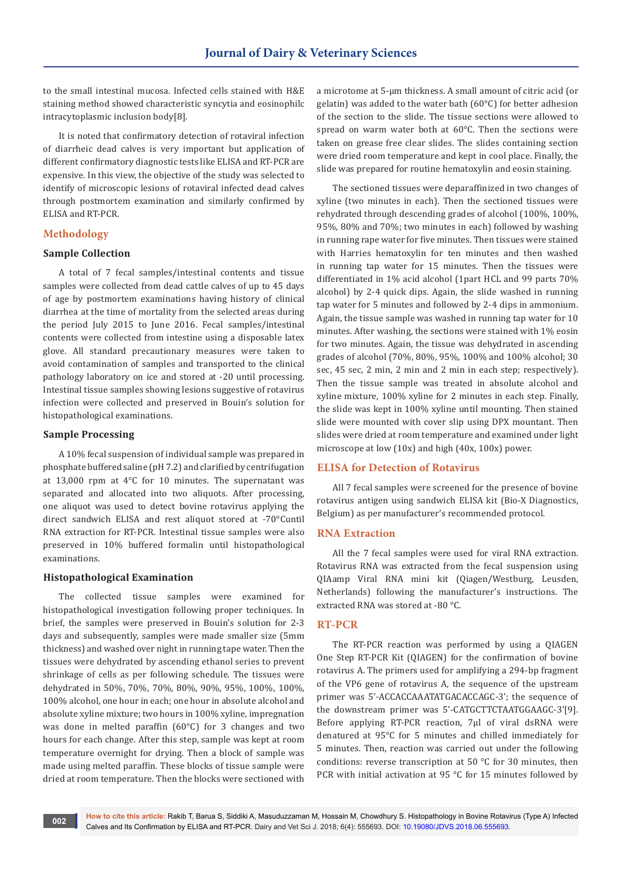to the small intestinal mucosa. Infected cells stained with H&E staining method showed characteristic syncytia and eosinophilc intracytoplasmic inclusion body[8].

It is noted that confirmatory detection of rotaviral infection of diarrheic dead calves is very important but application of different confirmatory diagnostic tests like ELISA and RT-PCR are expensive. In this view, the objective of the study was selected to identify of microscopic lesions of rotaviral infected dead calves through postmortem examination and similarly confirmed by ELISA and RT-PCR.

## Methodology

### Sample Collection

A total of 7 fecal samples/intestinal contents and tissue samples were collected from dead cattle calves of up to 45 days of age by postmortem examinations having history of clinical diarrhea at the time of mortality from the selected areas during the period July 2015 to June 2016. Fecal samples/intestinal contents were collected from intestine using a disposable latex glove. All standard precautionary measures were taken to avoid contamination of samples and transported to the clinical pathology laboratory on ice and stored at -20 until processing. Intestinal tissue samples showing lesions suggestive of rotavirus infection were collected and preserved in Bouin's solution for histopathological examinations.

### Sample Processing

A 10% fecal suspension of individual sample was prepared in phosphate buffered saline (pH 7.2) and clarified by centrifugation at 13,000 rpm at 4°C for 10 minutes. The supernatant was separated and allocated into two aliquots. After processing, one aliquot was used to detect bovine rotavirus applying the direct sandwich ELISA and rest aliquot stored at -70°Cuntil RNA extraction for RT-PCR. Intestinal tissue samples were also preserved in 10% buffered formalin until histopathological examinations.

### Histopathological Examination

The collected tissue samples were examined for histopathological investigation following proper techniques. In brief, the samples were preserved in Bouin's solution for 2-3 days and subsequently, samples were made smaller size (5mm thickness) and washed over night in running tape water. Then the tissues were dehydrated by ascending ethanol series to prevent shrinkage of cells as per following schedule. The tissues were dehydrated in 50%, 70%, 70%, 80%, 90%, 95%, 100%, 100%, 100% alcohol, one hour in each; one hour in absolute alcohol and absolute xyline mixture; two hours in 100% xyline, impregnation was done in melted paraffin (60°C) for 3 changes and two hours for each change. After this step, sample was kept at room temperature overnight for drying. Then a block of sample was made using melted paraffin. These blocks of tissue sample were dried at room temperature. Then the blocks were sectioned with a microtome at 5-μm thickness. A small amount of citric acid (or gelatin) was added to the water bath (60°C) for better adhesion of the section to the slide. The tissue sections were allowed to spread on warm water both at 60°C. Then the sections were taken on grease free clear slides. The slides containing section were dried room temperature and kept in cool place. Finally, the slide was prepared for routine hematoxylin and eosin staining.

The sectioned tissues were deparaffinized in two changes of xyline (two minutes in each). Then the sectioned tissues were rehydrated through descending grades of alcohol (100%, 100%, 95%, 80% and 70%; two minutes in each) followed by washing in running rape water for five minutes. Then tissues were stained with Harries hematoxylin for ten minutes and then washed in running tap water for 15 minutes. Then the tissues were differentiated in 1% acid alcohol (1part HCL and 99 parts 70% alcohol) by 2-4 quick dips. Again, the slide washed in running tap water for 5 minutes and followed by 2-4 dips in ammonium. Again, the tissue sample was washed in running tap water for 10 minutes. After washing, the sections were stained with 1% eosin for two minutes. Again, the tissue was dehydrated in ascending grades of alcohol (70%, 80%, 95%, 100% and 100% alcohol; 30 sec, 45 sec, 2 min, 2 min and 2 min in each step; respectively). Then the tissue sample was treated in absolute alcohol and xyline mixture, 100% xyline for 2 minutes in each step. Finally, the slide was kept in 100% xyline until mounting. Then stained slide were mounted with cover slip using DPX mountant. Then slides were dried at room temperature and examined under light microscope at low (10x) and high (40x, 100x) power.

## ELISA for Detection of Rotavirus

All 7 fecal samples were screened for the presence of bovine rotavirus antigen using sandwich ELISA kit (Bio-X Diagnostics, Belgium) as per manufacturer's recommended protocol.

## RNA Extraction

All the 7 fecal samples were used for viral RNA extraction. Rotavirus RNA was extracted from the fecal suspension using QIAamp Viral RNA mini kit (Qiagen/Westburg, Leusden, Netherlands) following the manufacturer's instructions. The extracted RNA was stored at -80 °C.

## RT-PCR

The RT-PCR reaction was performed by using a QIAGEN One Step RT-PCR Kit (QIAGEN) for the confirmation of bovine rotavirus A. The primers used for amplifying a 294-bp fragment of the VP6 gene of rotavirus A, the sequence of the upstream primer was 5'-ACCACCAAATATGACACCAGC-3'; the sequence of the downstream primer was 5'-CATGCTTCTAATGGAAGC-3'[9]. Before applying RT-PCR reaction, 7μl of viral dsRNA were denatured at 95°C for 5 minutes and chilled immediately for 5 minutes. Then, reaction was carried out under the following conditions: reverse transcription at 50 °C for 30 minutes, then PCR with initial activation at 95 °C for 15 minutes followed by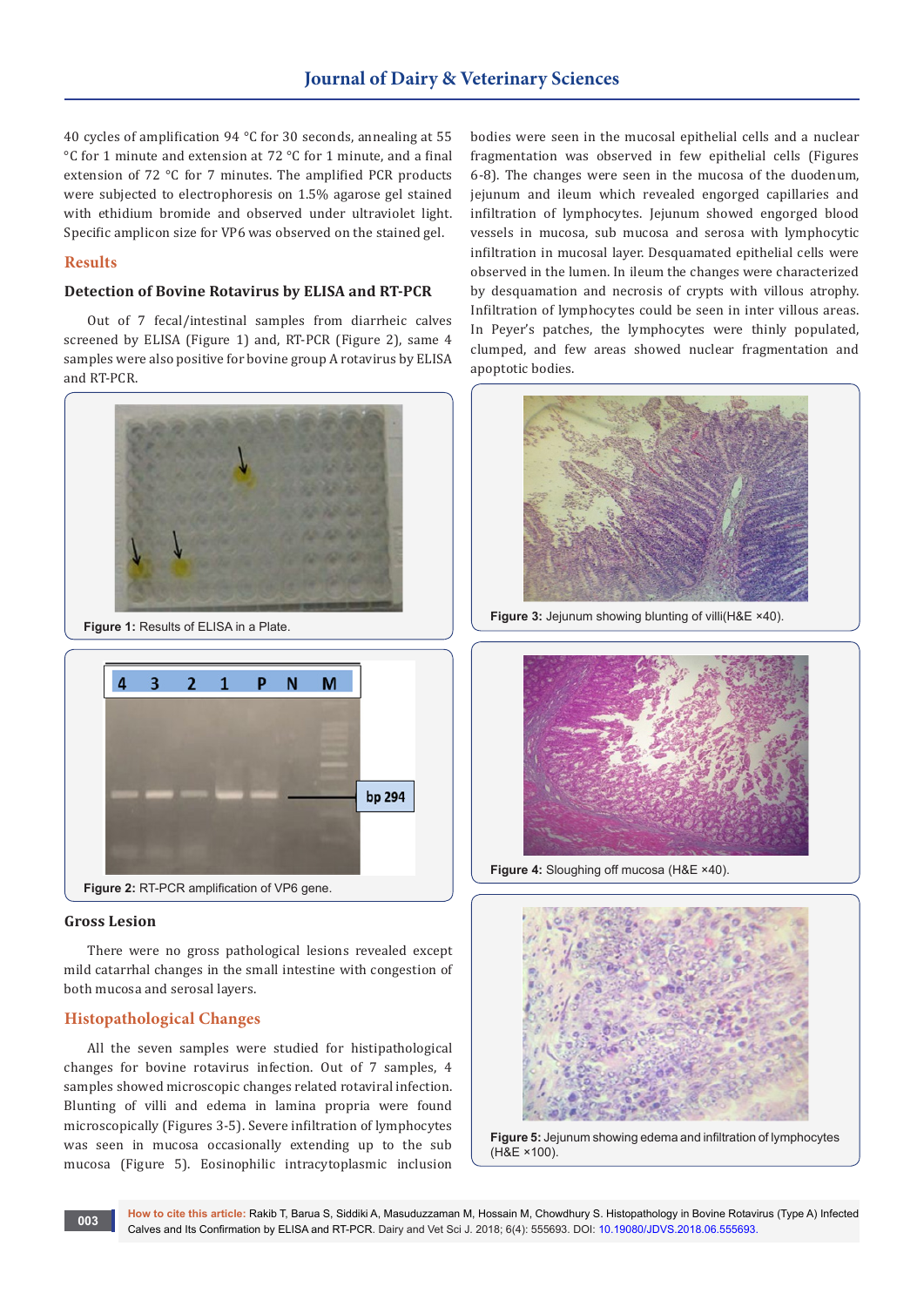40 cycles of amplification 94 °C for 30 seconds, annealing at 55 °C for 1 minute and extension at 72 °C for 1 minute, and a final extension of 72 °C for 7 minutes. The amplified PCR products were subjected to electrophoresis on 1.5% agarose gel stained with ethidium bromide and observed under ultraviolet light. Specific amplicon size for VP6 was observed on the stained gel.

## Results

### Detection of Bovine Rotavirus by ELISA and RT-PCR

Out of 7 fecal/intestinal samples from diarrheic calves screened by ELISA (Figure 1) and, RT-PCR (Figure 2), same 4 samples were also positive for bovine group A rotavirus by ELISA and RT-PCR.

**Figure 1:** Results of ELISA in a Plate.

**Figure 2:** RT-PCR amplification of VP6 gene.

### Gross Lesion

There were no gross pathological lesions revealed except mild catarrhal changes in the small intestine with congestion of both mucosa and serosal layers.

## Histopathological Changes

All the seven samples were studied for histipathological changes for bovine rotavirus infection. Out of 7 samples, 4 samples showed microscopic changes related rotaviral infection. Blunting of villi and edema in lamina propria were found microscopically (Figures 3-5). Severe infiltration of lymphocytes was seen in mucosa occasionally extending up to the sub mucosa (Figure 5). Eosinophilic intracytoplasmic inclusion bodies were seen in the mucosal epithelial cells and a nuclear fragmentation was observed in few epithelial cells (Figures 6-8). The changes were seen in the mucosa of the duodenum, jejunum and ileum which revealed engorged capillaries and infiltration of lymphocytes. Jejunum showed engorged blood vessels in mucosa, sub mucosa and serosa with lymphocytic infiltration in mucosal layer. Desquamated epithelial cells were observed in the lumen. In ileum the changes were characterized by desquamation and necrosis of crypts with villous atrophy. Infiltration of lymphocytes could be seen in inter villous areas. In Peyer's patches, the lymphocytes were thinly populated, clumped, and few areas showed nuclear fragmentation and apoptotic bodies.

**Figure 3:** Jejunum showing blunting of villi(H&E ×40).

**Figure 4:** Sloughing off mucosa (H&E ×40).

**Figure 5:** Jejunum showing edema and infiltration of lymphocytes (H&E ×100).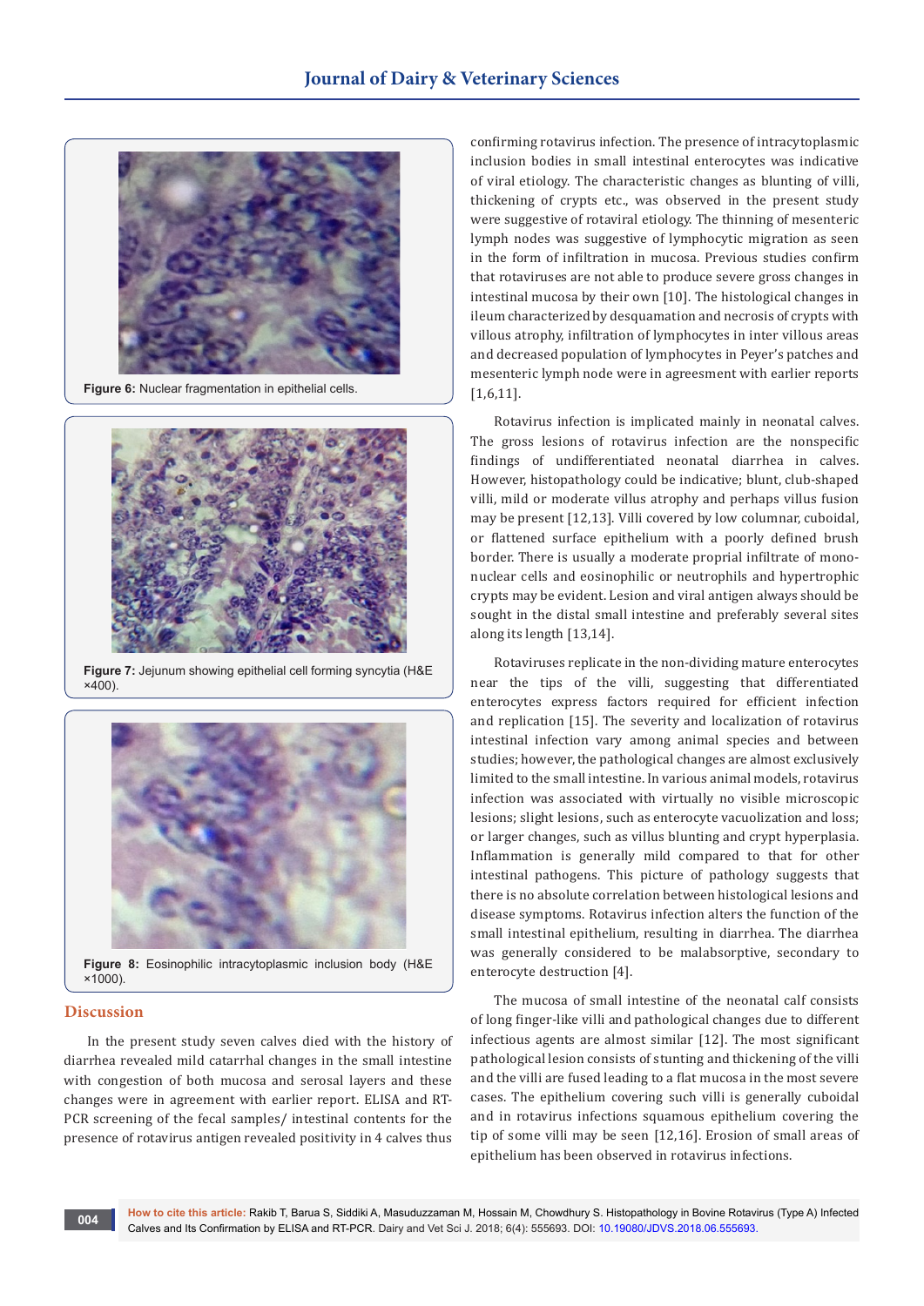Figure 6: Nuclear fragmentation in epithelial cells.

Figure 7: Jejunum showing epithelial cell forming syncytia (H&E ×400).

Figure 8: Eosinophilic intracytoplasmic inclusion body (H&E ×1000).

## Discussion

In the present study seven calves died with the history of diarrhea revealed mild catarrhal changes in the small intestine with congestion of both mucosa and serosal layers and these changes were in agreement with earlier report. ELISA and RT-PCR screening of the fecal samples/ intestinal contents for the presence of rotavirus antigen revealed positivity in 4 calves thus confirming rotavirus infection. The presence of intracytoplasmic inclusion bodies in small intestinal enterocytes was indicative of viral etiology. The characteristic changes as blunting of villi, thickening of crypts etc., was observed in the present study were suggestive of rotaviral etiology. The thinning of mesenteric lymph nodes was suggestive of lymphocytic migration as seen in the form of infiltration in mucosa. Previous studies confirm that rotaviruses are not able to produce severe gross changes in intestinal mucosa by their own [10]. The histological changes in ileum characterized by desquamation and necrosis of crypts with villous atrophy, infiltration of lymphocytes in inter villous areas and decreased population of lymphocytes in Peyer's patches and mesenteric lymph node were in agreesment with earlier reports [1,6,11].

Rotavirus infection is implicated mainly in neonatal calves. The gross lesions of rotavirus infection are the nonspecific findings of undifferentiated neonatal diarrhea in calves. However, histopathology could be indicative; blunt, club-shaped villi, mild or moderate villus atrophy and perhaps villus fusion may be present [12,13]. Villi covered by low columnar, cuboidal, or flattened surface epithelium with a poorly defined brush border. There is usually a moderate propial infiltrate of mono-nuclear cells and eosinophilic or neutrophils and hypertrophic crypts may be evident. Lesion and viral antigen always should be sought in the distal small intestine and preferably several sites along its length [13,14].

Rotaviruses replicate in the non-dividing mature enterocytes near the tips of the villi, suggesting that differentiated enterocytes express factors required for efficient infection and replication [15]. The severity and localization of rotavirus intestinal infection vary among animal species and between studies; however, the pathological changes are almost exclusively limited to the small intestine. In various animal models, rotavirus infection was associated with virtually no visible microscopic lesions; slight lesions, such as enterocyte vacuolization and loss; or larger changes, such as villus blunting and crypt hyperplasia. Inflammation is generally mild compared to that for other intestinal pathogens. This picture of pathology suggests that there is no absolute correlation between histological lesions and disease symptoms. Rotavirus infection alters the function of the small intestinal epithelium, resulting in diarrhea. The diarrhea was generally considered to be malabsorptive, secondary to enterocyte destruction [4].

The mucosa of small intestine of the neonatal calf consists of long finger-like villi and pathological changes due to different infectious agents are almost similar [12]. The most significant pathological lesion consists of stunting and thickening of the villi and the villi are fused leading to a flat mucosa in the most severe cases. The epithelium covering such villi is generally cuboidal and in rotavirus infections squamous epithelium covering the tip of some villi may be seen [12,16]. Erosion of small areas of epithelium has been observed in rotavirus infections.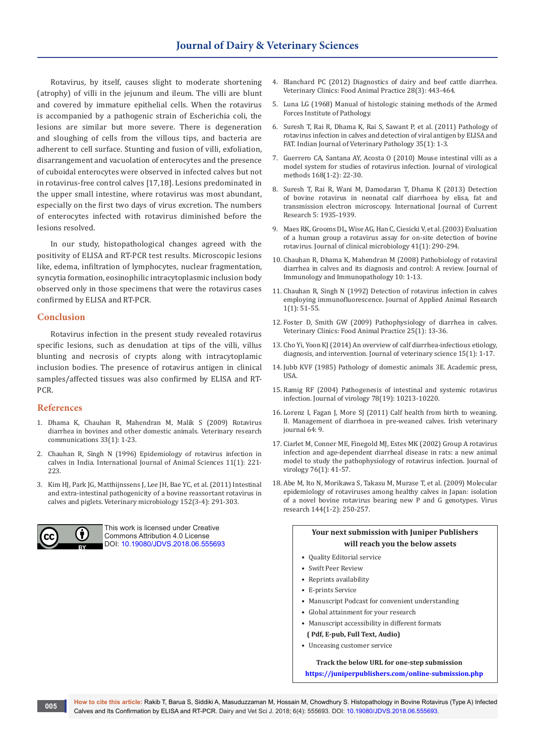Rotavirus, by itself, causes slight to moderate shortening (atrophy) of villi in the jejunum and ileum. The villi are blunt and covered by immature epithelial cells. When the rotavirus is accompanied by a pathogenic strain of Escherichia coli, the lesions are similar but more severe. There is degeneration and sloughing of cells from the villous tips, and bacteria are adherent to cell surface. Stunting and fusion of villi, exfoliation, disarrangement and vacuolation of enterocytes and the presence of cuboidal enterocytes were observed in infected calves but not in rotavirus-free control calves [17,18]. Lesions predominated in the upper small intestine, where rotavirus was most abundant, especially on the first two days of virus excretion. The numbers of enterocytes infected with rotavirus diminished before the lesions resolved.

In our study, histopathological changes agreed with the positivity of ELISA and RT-PCR test results. Microscopic lesions like, edema, infiltration of lymphocytes, nuclear fragmentation, syncytia formation, eosinophilic intracytoplamic inclusion body observed only in those specimens that were the rotavirus cases confirmed by ELISA and RT-PCR.

## Conclusion

Rotavirus infection in the present study revealed rotavirus specific lesions, such as denudation at tips of the villi, villus blunting and necrosis of crypts along with intracytoplamic inclusion bodies. The presence of rotavirus antigen in clinical samples/affected tissues was also confirmed by ELISA and RT-PCR.

## References

1. Dhama K, Chauhan R, Mahendran M, Malik S (2009) Rotavirus diarrhea in bovines and other domestic animals. Veterinary research communications 33(1): 1-23.
2. Chauhan R, Singh N (1996) Epidemiology of rotavirus infection in calves in India. International Journal of Animal Sciences 11(1): 221-223.
3. Kim HJ, Park JG, Matthijnssens J, Lee JH, Bae YC, et al. (2011) Intestinal and extra-intestinal pathogenicity of a bovine reassortant rotavirus in calves and piglets. Veterinary microbiology 152(3-4): 291-303.
4. Blanchard PC (2012) Diagnostics of dairy and beef cattle diarrhea. Veterinary Clinics: Food Animal Practice 28(3): 443-464.
5. Luna LG (1968) Manual of histologic staining methods of the Armed Forces Institute of Pathology.
6. Suresh T, Rai R, Dhama K, Rai S, Sawant P, et al. (2011) Pathology of rotavirus infection in calves and detection of viral antigen by ELISA and FAT. Indian Journal of Veterinary Pathology 35(1): 1-3.
7. Guerrero CA, Santana AY, Acosta O (2010) Mouse intestinal villi as a model system for studies of rotavirus infection. Journal of virological methods 168(1-2): 22-30.
8. Suresh T, Rai R, Wani M, Damodaran T, Dhama K (2013) Detection of bovine rotavirus in neonatal calf diarrhoea by elisa, fat and transmission electron microscopy. International Journal of Current Research 5: 1935-1939.
9. Maes RK, Grooms DL, Wise AG, Han C, Ciesicki V, et al. (2003) Evaluation of a human group a rotavirus assay for on-site detection of bovine rotavirus. Journal of clinical microbiology 41(1): 290-294.
10. Chauhan R, Dhama K, Mahendran M (2008) Pathobiology of rotaviral diarrhea in calves and its diagnosis and control: A review. Journal of Immunology and Immunopathology 10: 1-13.
11. Chauhan R, Singh N (1992) Detection of rotavirus infection in calves employing immunofluorescence. Journal of Applied Animal Research 1(1): 51-55.
12. Foster D, Smith GW (2009) Pathophysiology of diarrhea in calves. Veterinary Clinics: Food Animal Practice 25(1): 13-36.
13. Cho Yi, Yoon KJ (2014) An overview of calf diarrhea-infectious etiology, diagnosis, and intervention. Journal of veterinary science 15(1): 1-17.
14. Jubb KVF (1985) Pathology of domestic animals 3E. Academic press, USA.
15. Ramig RF (2004) Pathogenesis of intestinal and systemic rotavirus infection. Journal of virology 78(19): 10213-10220.
16. Lorenz I, Fagan J, More SJ (2011) Calf health from birth to weaning. II. Management of diarrhoea in pre-weaned calves. Irish veterinary journal 64: 9.
17. Ciarlet M, Conner ME, Finegold MJ, Estes MK (2002) Group A rotavirus infection and age-dependent diarrheal disease in rats: a new animal model to study the pathophysiology of rotavirus infection. Journal of virology 76(1): 41-57.
18. Abe M, Ito N, Morikawa S, Takasu M, Murase T, et al. (2009) Molecular epidemiology of rotaviruses among healthy calves in Japan: isolation of a novel bovine rotavirus bearing new P and G genotypes. Virus research 144(1-2): 250-257.

This work is licensed under Creative Commons Attribution 4.0 License
DOI: 10.19080/JDVS.2018.06.555693

**Your next submission with Juniper Publishers will reach you the below assets**

- Quality Editorial service
- Swift Peer Review
- Reprints availability
- E-prints Service
- Manuscript Podcast for convenient understanding
- Global attainment for your research
- Manuscript accessibility in different formats
  **( Pdf, E-pub, Full Text, Audio)**
- Unceasing customer service

**Track the below URL for one-step submission**
**https://juniperpublishers.com/online-submission.php**

**How to cite this article:** Rakib T, Barua S, Siddiki A, Masuduzzaman M, Hossain M, Chowdhury S. Histopathology in Bovine Rotavirus (Type A) Infected Calves and Its Confirmation by ELISA and RT-PCR. Dairy and Vet Sci J. 2018; 6(4): 555693. DOI: 10.19080/JDVS.2018.06.555693.